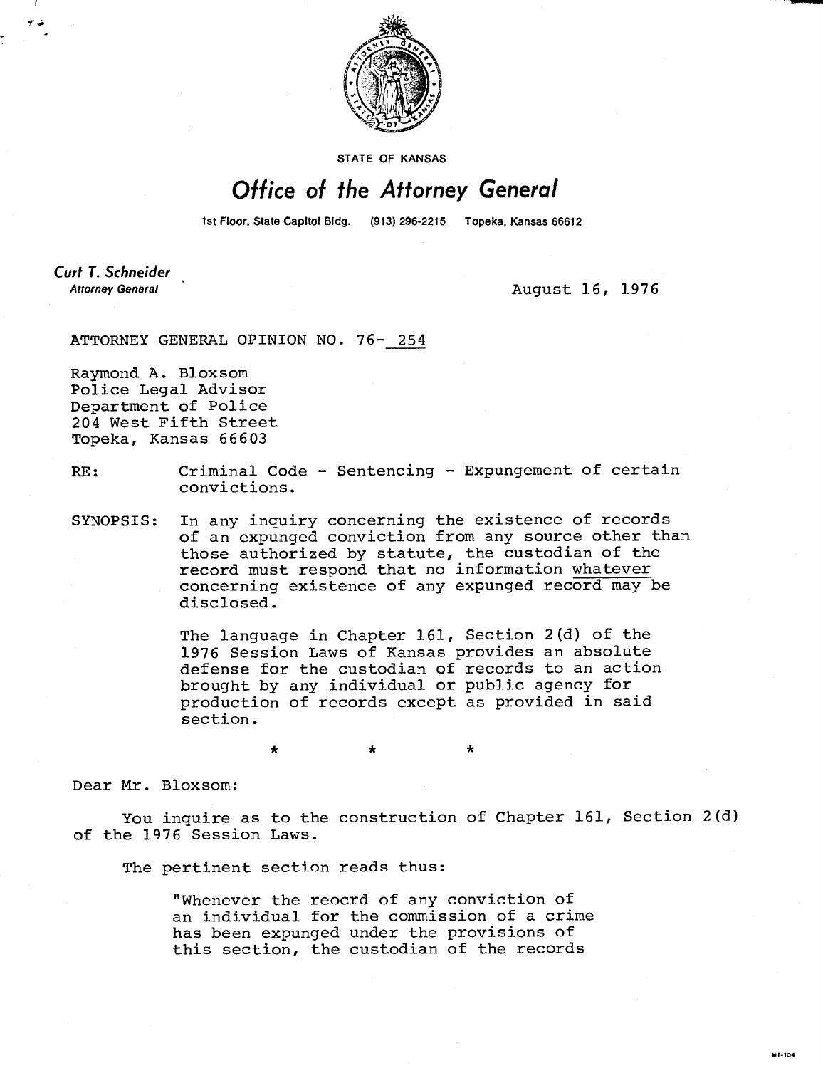STATE OF KANSAS

# *Office of the Attorney General*

1st Floor, State Capitol Bldg. (913) 296-2215 Topeka, Kansas 66612

***Curt T. Schneider***
*Attorney General*

August 16, 1976

ATTORNEY GENERAL OPINION NO. 76- 254

Raymond A. Bloxsom
Police Legal Advisor
Department of Police
204 West Fifth Street
Topeka, Kansas 66603

RE: Criminal Code - Sentencing - Expungement of certain convictions.

SYNOPSIS: In any inquiry concerning the existence of records of an expunged conviction from any source other than those authorized by statute, the custodian of the record must respond that no information whatever concerning existence of any expunged record may be disclosed.

The language in Chapter 161, Section 2(d) of the 1976 Session Laws of Kansas provides an absolute defense for the custodian of records to an action brought by any individual or public agency for production of records except as provided in said section.

\* \* \*

Dear Mr. Bloxsom:

You inquire as to the construction of Chapter 161, Section 2(d) of the 1976 Session Laws.

The pertinent section reads thus:

> "Whenever the reocrd of any conviction of an individual for the commission of a crime has been expunged under the provisions of this section, the custodian of the records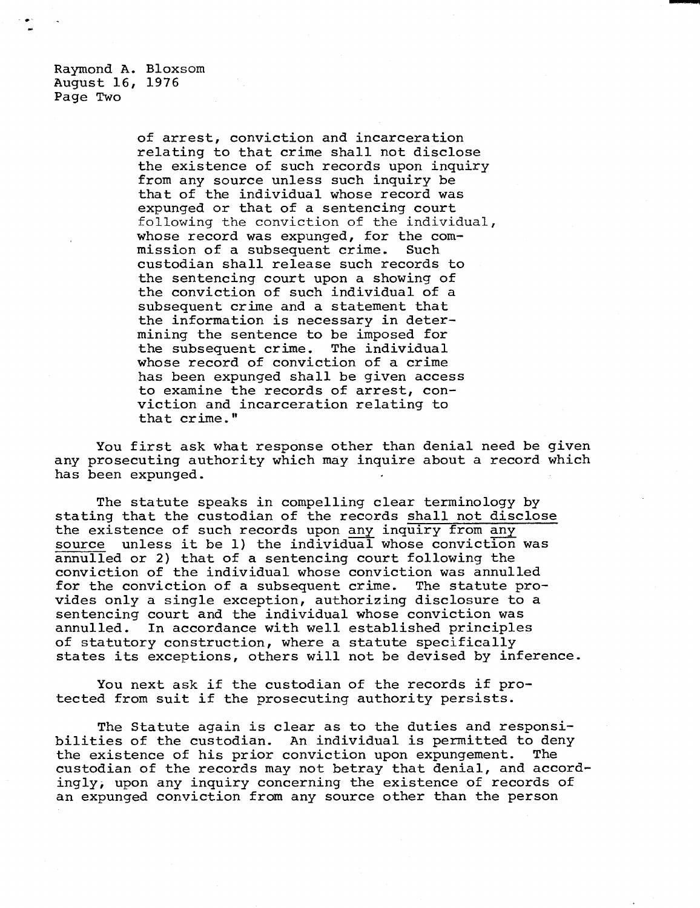of arrest, conviction and incarceration relating to that crime shall not disclose the existence of such records upon inquiry from any source unless such inquiry be that of the individual whose record was expunged or that of a sentencing court following the conviction of the individual, whose record was expunged, for the commission of a subsequent crime. Such custodian shall release such records to the sentencing court upon a showing of the conviction of such individual of a subsequent crime and a statement that the information is necessary in determining the sentence to be imposed for the subsequent crime. The individual whose record of conviction of a crime has been expunged shall be given access to examine the records of arrest, conviction and incarceration relating to that crime."

You first ask what response other than denial need be given any prosecuting authority which may inquire about a record which has been expunged.

The statute speaks in compelling clear terminology by stating that the custodian of the records <u>shall not disclose</u> the existence of such records upon <u>any</u> inquiry <u>from any source</u> unless it be 1) the individual whose conviction was annulled or 2) that of a sentencing court following the conviction of the individual whose conviction was annulled for the conviction of a subsequent crime. The statute provides only a single exception, authorizing disclosure to a sentencing court and the individual whose conviction was annulled. In accordance with well established principles of statutory construction, where a statute specifically states its exceptions, others will not be devised by inference.

You next ask if the custodian of the records if protected from suit if the prosecuting authority persists.

The Statute again is clear as to the duties and responsibilities of the custodian. An individual is permitted to deny the existence of his prior conviction upon expungement. The custodian of the records may not betray that denial, and accordingly, upon any inquiry concerning the existence of records of an expunged conviction from any source other than the person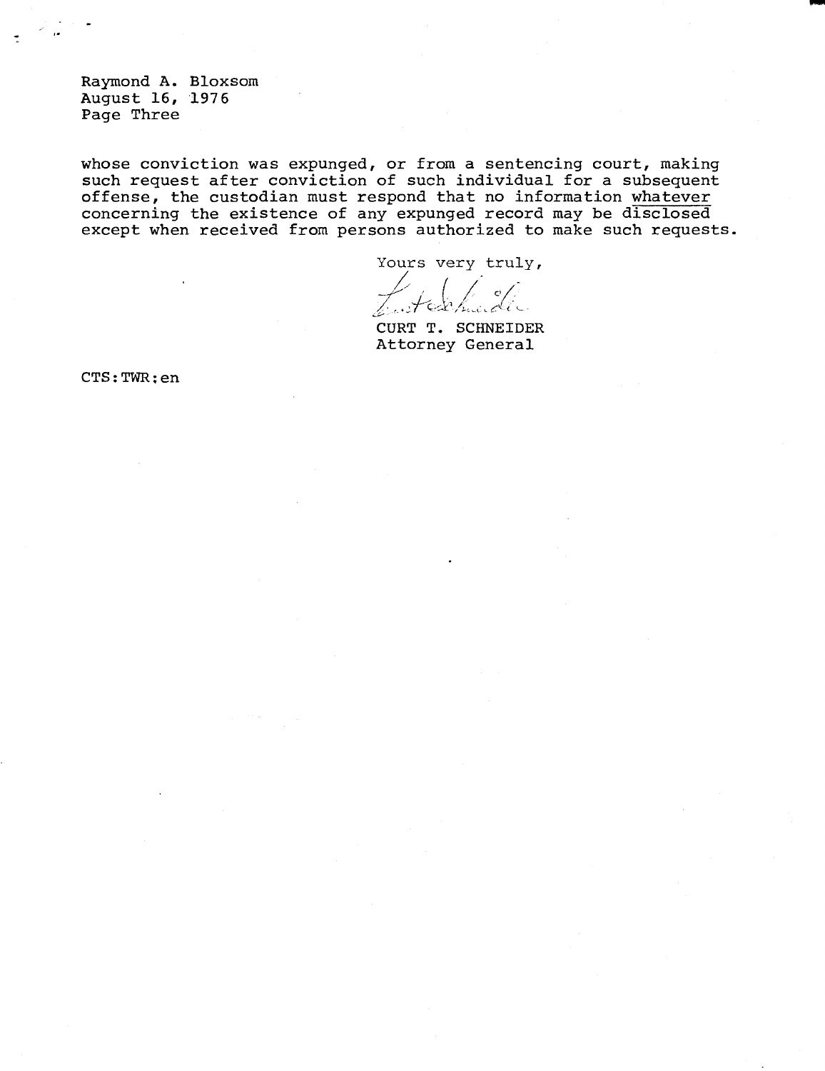Raymond A. Bloxsom
August 16, 1976
Page Three

whose conviction was expunged, or from a sentencing court, making such request after conviction of such individual for a subsequent offense, the custodian must respond that no information whatever concerning the existence of any expunged record may be disclosed except when received from persons authorized to make such requests.

Yours very truly,

CURT T. SCHNEIDER
Attorney General

CTS:TWR:en